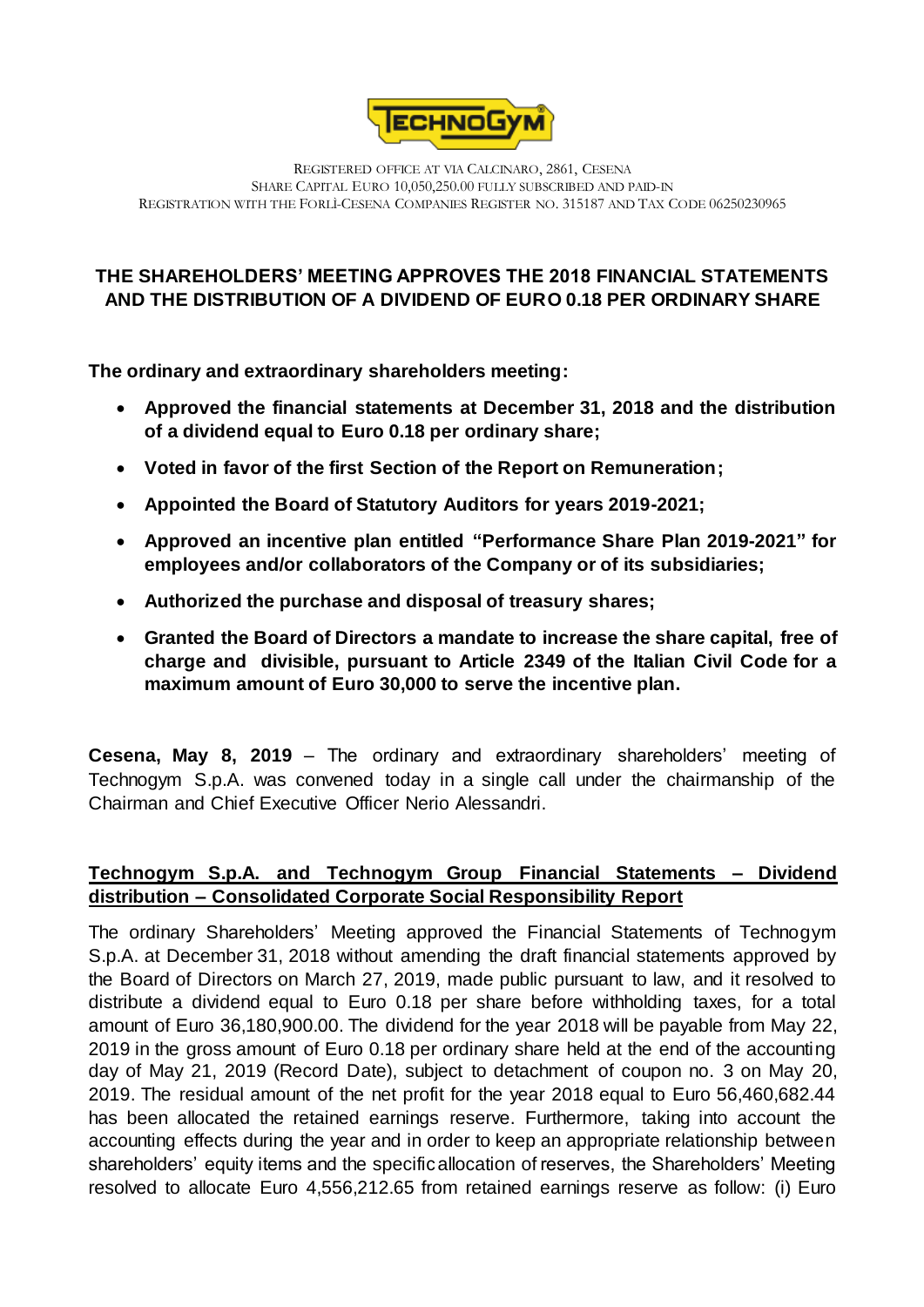REGISTERED OFFICE AT VIA CALCINARO, 2861, CESENA
SHARE CAPITAL EURO 10,050,250.00 FULLY SUBSCRIBED AND PAID-IN
REGISTRATION WITH THE FORLÌ-CESENA COMPANIES REGISTER NO. 315187 AND TAX CODE 06250230965

# THE SHAREHOLDERS' MEETING APPROVES THE 2018 FINANCIAL STATEMENTS AND THE DISTRIBUTION OF A DIVIDEND OF EURO 0.18 PER ORDINARY SHARE

**The ordinary and extraordinary shareholders meeting:**

- **Approved the financial statements at December 31, 2018 and the distribution of a dividend equal to Euro 0.18 per ordinary share;**
- **Voted in favor of the first Section of the Report on Remuneration;**
- **Appointed the Board of Statutory Auditors for years 2019-2021;**
- **Approved an incentive plan entitled "Performance Share Plan 2019-2021" for employees and/or collaborators of the Company or of its subsidiaries;**
- **Authorized the purchase and disposal of treasury shares;**
- **Granted the Board of Directors a mandate to increase the share capital, free of charge and divisible, pursuant to Article 2349 of the Italian Civil Code for a maximum amount of Euro 30,000 to serve the incentive plan.**

**Cesena, May 8, 2019** – The ordinary and extraordinary shareholders' meeting of Technogym S.p.A. was convened today in a single call under the chairmanship of the Chairman and Chief Executive Officer Nerio Alessandri.

## Technogym S.p.A. and Technogym Group Financial Statements – Dividend distribution – Consolidated Corporate Social Responsibility Report

The ordinary Shareholders' Meeting approved the Financial Statements of Technogym S.p.A. at December 31, 2018 without amending the draft financial statements approved by the Board of Directors on March 27, 2019, made public pursuant to law, and it resolved to distribute a dividend equal to Euro 0.18 per share before withholding taxes, for a total amount of Euro 36,180,900.00. The dividend for the year 2018 will be payable from May 22, 2019 in the gross amount of Euro 0.18 per ordinary share held at the end of the accounting day of May 21, 2019 (Record Date), subject to detachment of coupon no. 3 on May 20, 2019. The residual amount of the net profit for the year 2018 equal to Euro 56,460,682.44 has been allocated the retained earnings reserve. Furthermore, taking into account the accounting effects during the year and in order to keep an appropriate relationship between shareholders' equity items and the specific allocation of reserves, the Shareholders' Meeting resolved to allocate Euro 4,556,212.65 from retained earnings reserve as follow: (i) Euro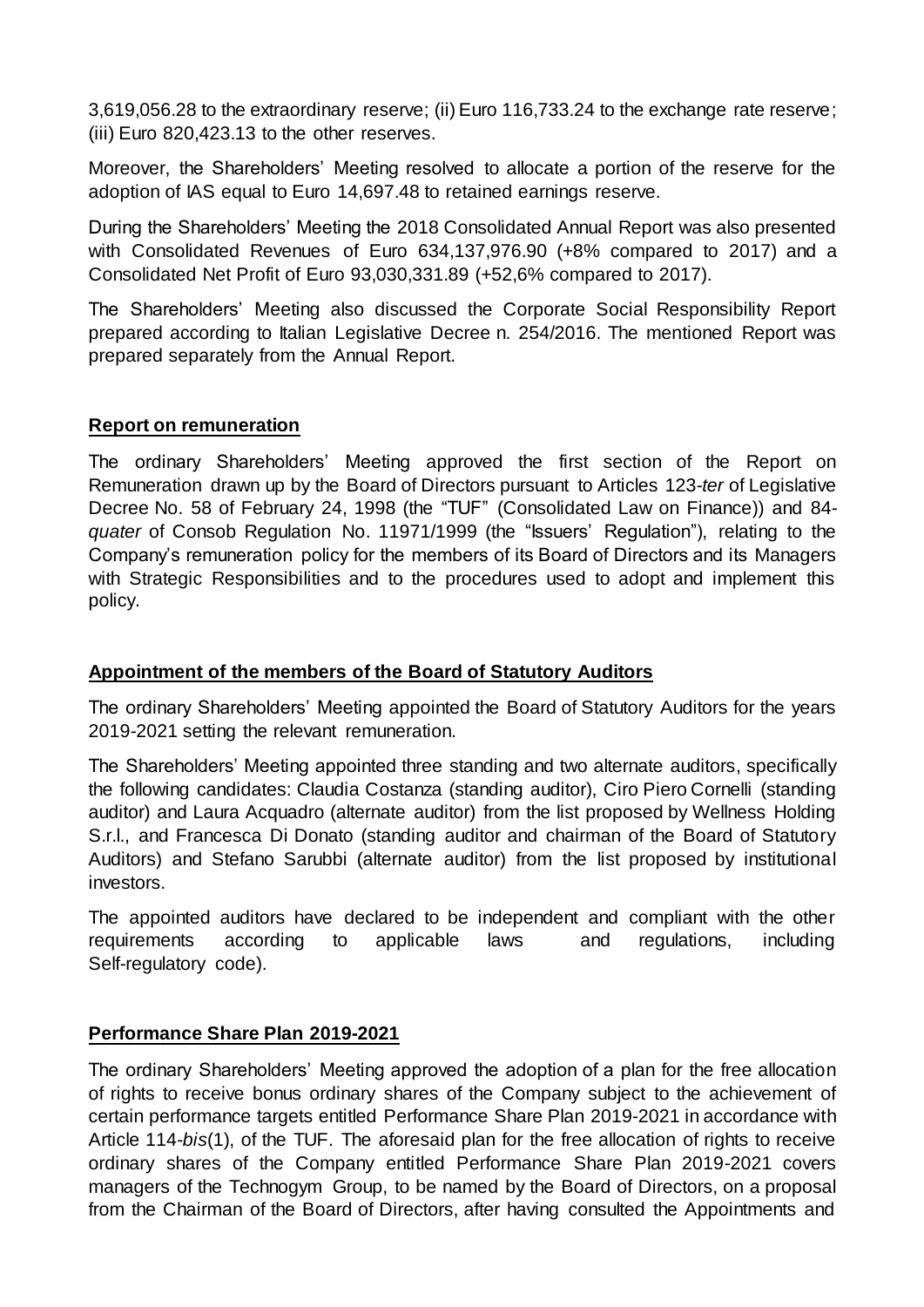3,619,056.28 to the extraordinary reserve; (ii) Euro 116,733.24 to the exchange rate reserve; (iii) Euro 820,423.13 to the other reserves.

Moreover, the Shareholders' Meeting resolved to allocate a portion of the reserve for the adoption of IAS equal to Euro 14,697.48 to retained earnings reserve.

During the Shareholders' Meeting the 2018 Consolidated Annual Report was also presented with Consolidated Revenues of Euro 634,137,976.90 (+8% compared to 2017) and a Consolidated Net Profit of Euro 93,030,331.89 (+52,6% compared to 2017).

The Shareholders' Meeting also discussed the Corporate Social Responsibility Report prepared according to Italian Legislative Decree n. 254/2016. The mentioned Report was prepared separately from the Annual Report.

## Report on remuneration

The ordinary Shareholders' Meeting approved the first section of the Report on Remuneration drawn up by the Board of Directors pursuant to Articles 123-*ter* of Legislative Decree No. 58 of February 24, 1998 (the "TUF" (Consolidated Law on Finance)) and 84-*quater* of Consob Regulation No. 11971/1999 (the "Issuers' Regulation"), relating to the Company's remuneration policy for the members of its Board of Directors and its Managers with Strategic Responsibilities and to the procedures used to adopt and implement this policy.

## Appointment of the members of the Board of Statutory Auditors

The ordinary Shareholders' Meeting appointed the Board of Statutory Auditors for the years 2019-2021 setting the relevant remuneration.

The Shareholders' Meeting appointed three standing and two alternate auditors, specifically the following candidates: Claudia Costanza (standing auditor), Ciro Piero Cornelli (standing auditor) and Laura Acquadro (alternate auditor) from the list proposed by Wellness Holding S.r.l., and Francesca Di Donato (standing auditor and chairman of the Board of Statutory Auditors) and Stefano Sarubbi (alternate auditor) from the list proposed by institutional investors.

The appointed auditors have declared to be independent and compliant with the other requirements according to applicable laws and regulations, including Self-regulatory code).

## Performance Share Plan 2019-2021

The ordinary Shareholders' Meeting approved the adoption of a plan for the free allocation of rights to receive bonus ordinary shares of the Company subject to the achievement of certain performance targets entitled Performance Share Plan 2019-2021 in accordance with Article 114-*bis*(1), of the TUF. The aforesaid plan for the free allocation of rights to receive ordinary shares of the Company entitled Performance Share Plan 2019-2021 covers managers of the Technogym Group, to be named by the Board of Directors, on a proposal from the Chairman of the Board of Directors, after having consulted the Appointments and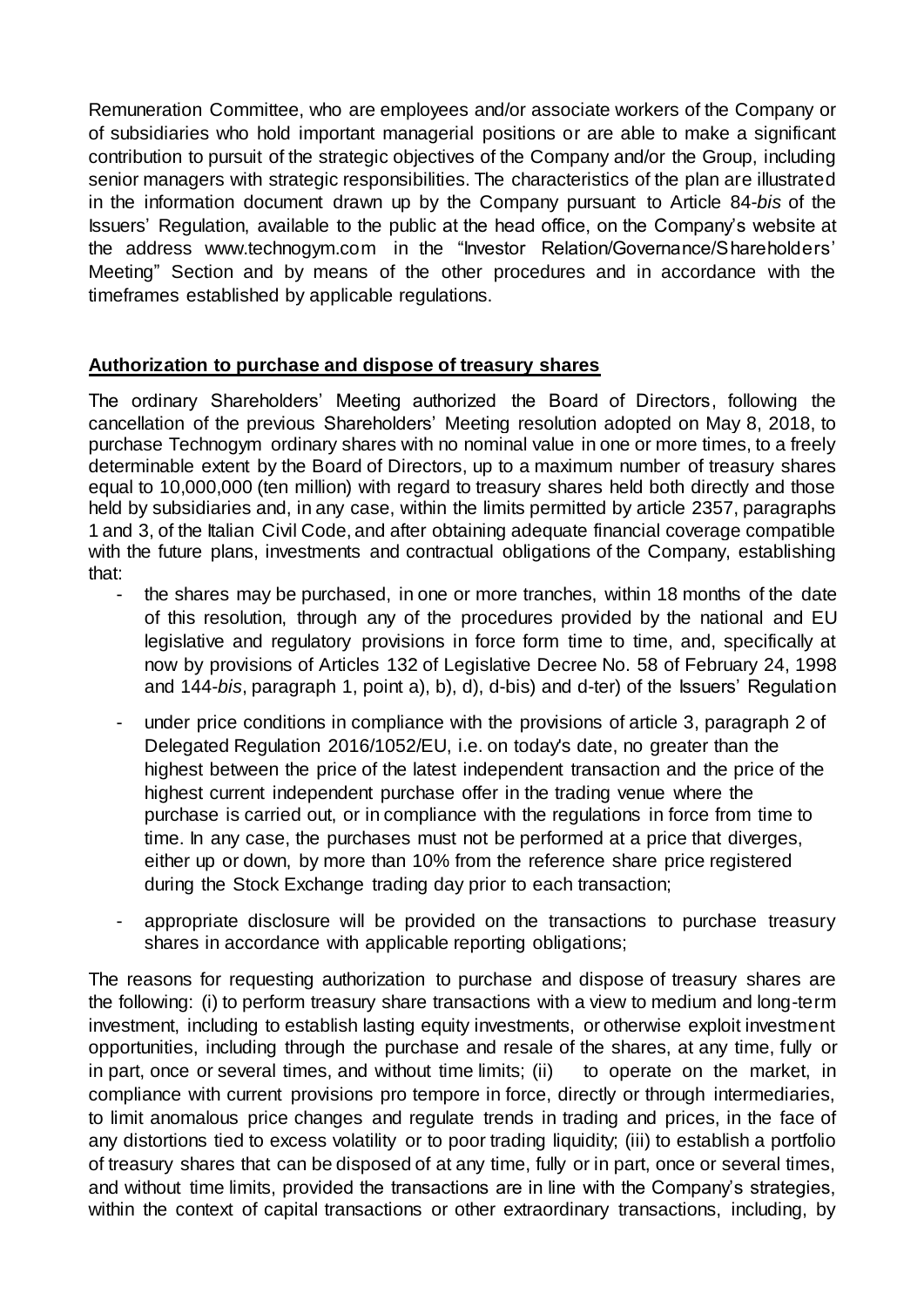Remuneration Committee, who are employees and/or associate workers of the Company or of subsidiaries who hold important managerial positions or are able to make a significant contribution to pursuit of the strategic objectives of the Company and/or the Group, including senior managers with strategic responsibilities. The characteristics of the plan are illustrated in the information document drawn up by the Company pursuant to Article 84-*bis* of the Issuers' Regulation, available to the public at the head office, on the Company's website at the address www.technogym.com in the "Investor Relation/Governance/Shareholders' Meeting" Section and by means of the other procedures and in accordance with the timeframes established by applicable regulations.

**Authorization to purchase and dispose of treasury shares**

The ordinary Shareholders' Meeting authorized the Board of Directors, following the cancellation of the previous Shareholders' Meeting resolution adopted on May 8, 2018, to purchase Technogym ordinary shares with no nominal value in one or more times, to a freely determinable extent by the Board of Directors, up to a maximum number of treasury shares equal to 10,000,000 (ten million) with regard to treasury shares held both directly and those held by subsidiaries and, in any case, within the limits permitted by article 2357, paragraphs 1 and 3, of the Italian Civil Code, and after obtaining adequate financial coverage compatible with the future plans, investments and contractual obligations of the Company, establishing that:

- the shares may be purchased, in one or more tranches, within 18 months of the date of this resolution, through any of the procedures provided by the national and EU legislative and regulatory provisions in force form time to time, and, specifically at now by provisions of Articles 132 of Legislative Decree No. 58 of February 24, 1998 and 144-*bis*, paragraph 1, point a), b), d), d-bis) and d-ter) of the Issuers' Regulation
- under price conditions in compliance with the provisions of article 3, paragraph 2 of Delegated Regulation 2016/1052/EU, i.e. on today's date, no greater than the highest between the price of the latest independent transaction and the price of the highest current independent purchase offer in the trading venue where the purchase is carried out, or in compliance with the regulations in force from time to time. In any case, the purchases must not be performed at a price that diverges, either up or down, by more than 10% from the reference share price registered during the Stock Exchange trading day prior to each transaction;
- appropriate disclosure will be provided on the transactions to purchase treasury shares in accordance with applicable reporting obligations;

The reasons for requesting authorization to purchase and dispose of treasury shares are the following: (i) to perform treasury share transactions with a view to medium and long-term investment, including to establish lasting equity investments, or otherwise exploit investment opportunities, including through the purchase and resale of the shares, at any time, fully or in part, once or several times, and without time limits; (ii) to operate on the market, in compliance with current provisions pro tempore in force, directly or through intermediaries, to limit anomalous price changes and regulate trends in trading and prices, in the face of any distortions tied to excess volatility or to poor trading liquidity; (iii) to establish a portfolio of treasury shares that can be disposed of at any time, fully or in part, once or several times, and without time limits, provided the transactions are in line with the Company's strategies, within the context of capital transactions or other extraordinary transactions, including, by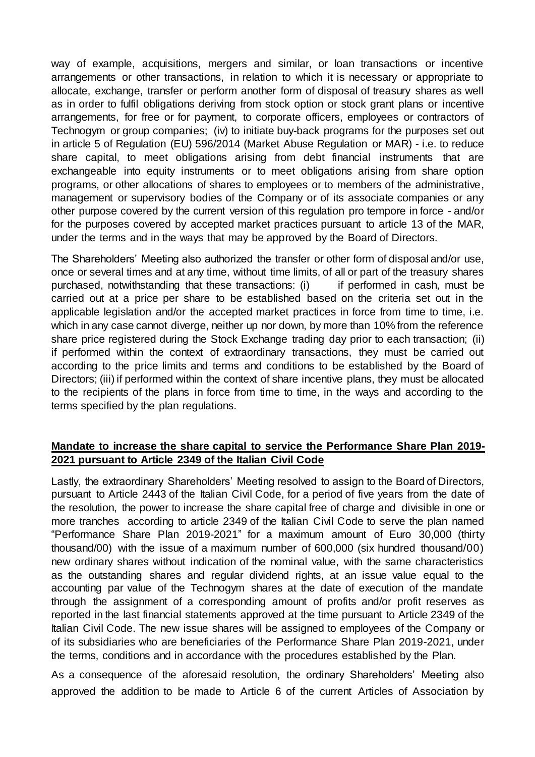way of example, acquisitions, mergers and similar, or loan transactions or incentive arrangements or other transactions, in relation to which it is necessary or appropriate to allocate, exchange, transfer or perform another form of disposal of treasury shares as well as in order to fulfil obligations deriving from stock option or stock grant plans or incentive arrangements, for free or for payment, to corporate officers, employees or contractors of Technogym or group companies; (iv) to initiate buy-back programs for the purposes set out in article 5 of Regulation (EU) 596/2014 (Market Abuse Regulation or MAR) - i.e. to reduce share capital, to meet obligations arising from debt financial instruments that are exchangeable into equity instruments or to meet obligations arising from share option programs, or other allocations of shares to employees or to members of the administrative, management or supervisory bodies of the Company or of its associate companies or any other purpose covered by the current version of this regulation pro tempore in force - and/or for the purposes covered by accepted market practices pursuant to article 13 of the MAR, under the terms and in the ways that may be approved by the Board of Directors.

The Shareholders' Meeting also authorized the transfer or other form of disposal and/or use, once or several times and at any time, without time limits, of all or part of the treasury shares purchased, notwithstanding that these transactions: (i) if performed in cash, must be carried out at a price per share to be established based on the criteria set out in the applicable legislation and/or the accepted market practices in force from time to time, i.e. which in any case cannot diverge, neither up nor down, by more than 10% from the reference share price registered during the Stock Exchange trading day prior to each transaction; (ii) if performed within the context of extraordinary transactions, they must be carried out according to the price limits and terms and conditions to be established by the Board of Directors; (iii) if performed within the context of share incentive plans, they must be allocated to the recipients of the plans in force from time to time, in the ways and according to the terms specified by the plan regulations.

**Mandate to increase the share capital to service the Performance Share Plan 2019-2021 pursuant to Article 2349 of the Italian Civil Code**

Lastly, the extraordinary Shareholders' Meeting resolved to assign to the Board of Directors, pursuant to Article 2443 of the Italian Civil Code, for a period of five years from the date of the resolution, the power to increase the share capital free of charge and divisible in one or more tranches according to article 2349 of the Italian Civil Code to serve the plan named "Performance Share Plan 2019-2021" for a maximum amount of Euro 30,000 (thirty thousand/00) with the issue of a maximum number of 600,000 (six hundred thousand/00) new ordinary shares without indication of the nominal value, with the same characteristics as the outstanding shares and regular dividend rights, at an issue value equal to the accounting par value of the Technogym shares at the date of execution of the mandate through the assignment of a corresponding amount of profits and/or profit reserves as reported in the last financial statements approved at the time pursuant to Article 2349 of the Italian Civil Code. The new issue shares will be assigned to employees of the Company or of its subsidiaries who are beneficiaries of the Performance Share Plan 2019-2021, under the terms, conditions and in accordance with the procedures established by the Plan.

As a consequence of the aforesaid resolution, the ordinary Shareholders' Meeting also approved the addition to be made to Article 6 of the current Articles of Association by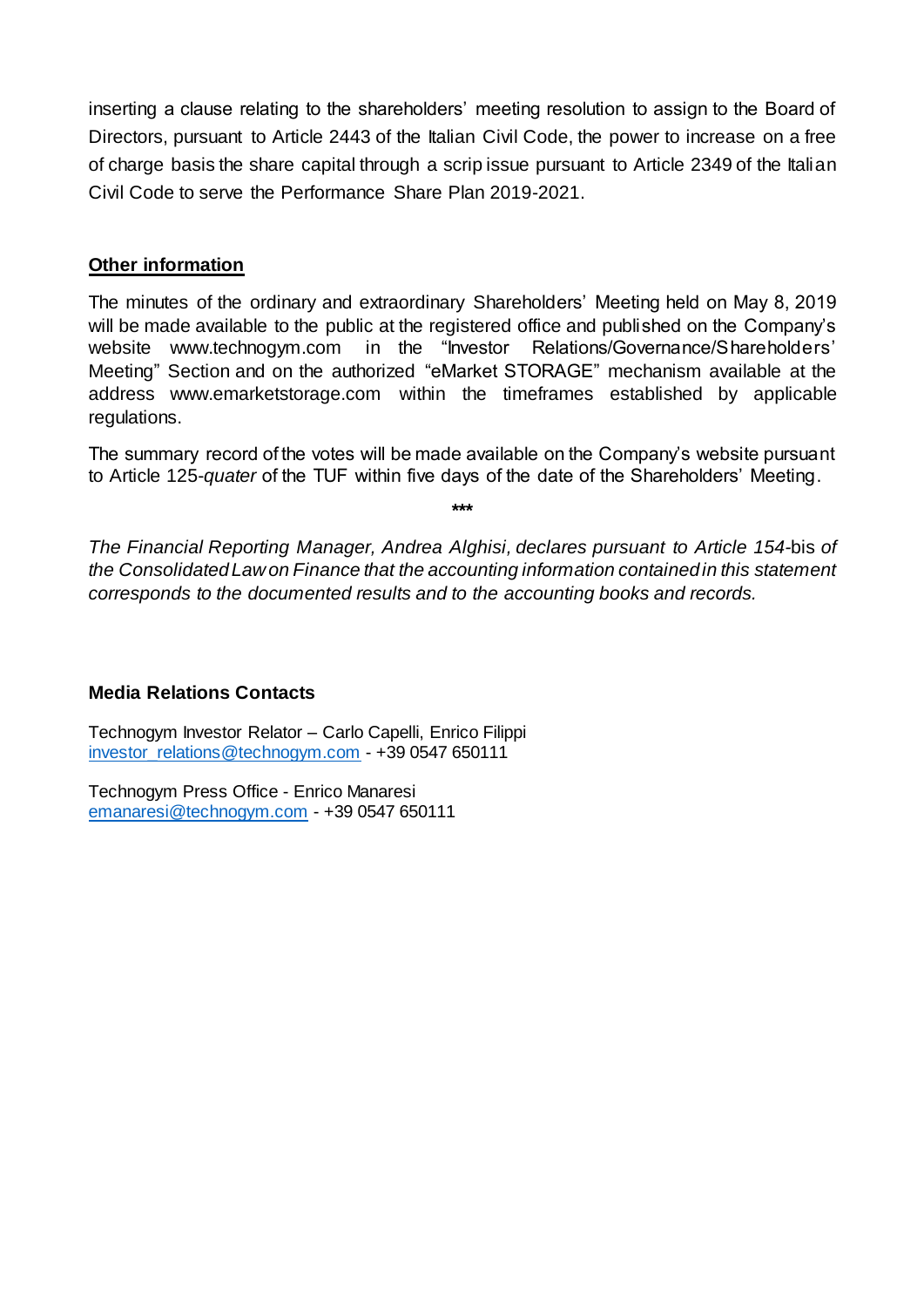inserting a clause relating to the shareholders' meeting resolution to assign to the Board of Directors, pursuant to Article 2443 of the Italian Civil Code, the power to increase on a free of charge basis the share capital through a scrip issue pursuant to Article 2349 of the Italian Civil Code to serve the Performance Share Plan 2019-2021.

**Other information**

The minutes of the ordinary and extraordinary Shareholders' Meeting held on May 8, 2019 will be made available to the public at the registered office and published on the Company's website www.technogym.com in the "Investor Relations/Governance/Shareholders' Meeting" Section and on the authorized "eMarket STORAGE" mechanism available at the address www.emarketstorage.com within the timeframes established by applicable regulations.

The summary record of the votes will be made available on the Company's website pursuant to Article 125-*quater* of the TUF within five days of the date of the Shareholders' Meeting.

\*\*\*

*The Financial Reporting Manager, Andrea Alghisi, declares pursuant to Article 154*-bis *of the Consolidated Law on Finance that the accounting information contained in this statement corresponds to the documented results and to the accounting books and records.*

**Media Relations Contacts**

Technogym Investor Relator – Carlo Capelli, Enrico Filippi
investor_relations@technogym.com - +39 0547 650111

Technogym Press Office - Enrico Manaresi
emanaresi@technogym.com - +39 0547 650111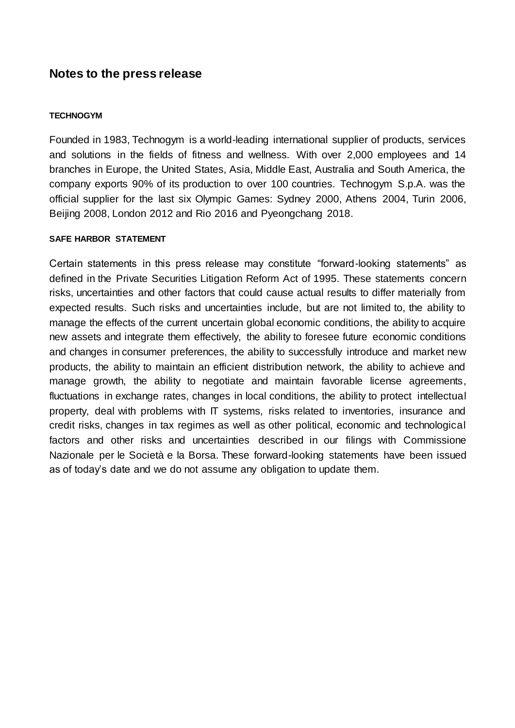## Notes to the press release

#### TECHNOGYM

Founded in 1983, Technogym is a world-leading international supplier of products, services and solutions in the fields of fitness and wellness. With over 2,000 employees and 14 branches in Europe, the United States, Asia, Middle East, Australia and South America, the company exports 90% of its production to over 100 countries. Technogym S.p.A. was the official supplier for the last six Olympic Games: Sydney 2000, Athens 2004, Turin 2006, Beijing 2008, London 2012 and Rio 2016 and Pyeongchang 2018.

#### SAFE HARBOR STATEMENT

Certain statements in this press release may constitute "forward-looking statements" as defined in the Private Securities Litigation Reform Act of 1995. These statements concern risks, uncertainties and other factors that could cause actual results to differ materially from expected results. Such risks and uncertainties include, but are not limited to, the ability to manage the effects of the current uncertain global economic conditions, the ability to acquire new assets and integrate them effectively, the ability to foresee future economic conditions and changes in consumer preferences, the ability to successfully introduce and market new products, the ability to maintain an efficient distribution network, the ability to achieve and manage growth, the ability to negotiate and maintain favorable license agreements, fluctuations in exchange rates, changes in local conditions, the ability to protect intellectual property, deal with problems with IT systems, risks related to inventories, insurance and credit risks, changes in tax regimes as well as other political, economic and technological factors and other risks and uncertainties described in our filings with Commissione Nazionale per le Società e la Borsa. These forward-looking statements have been issued as of today's date and we do not assume any obligation to update them.